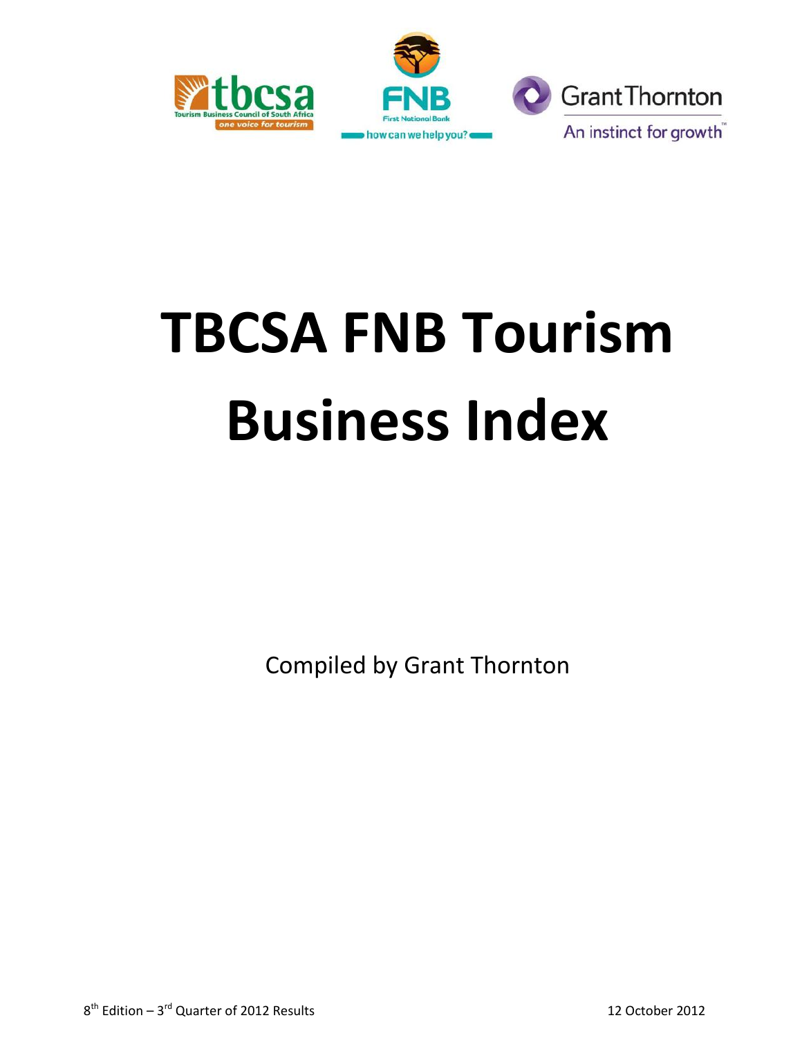# TBCSA FNB Tourism Business Index

Compiled by Grant Thornton

8th Edition – 3rd Quarter of 2012 Results

12 October 2012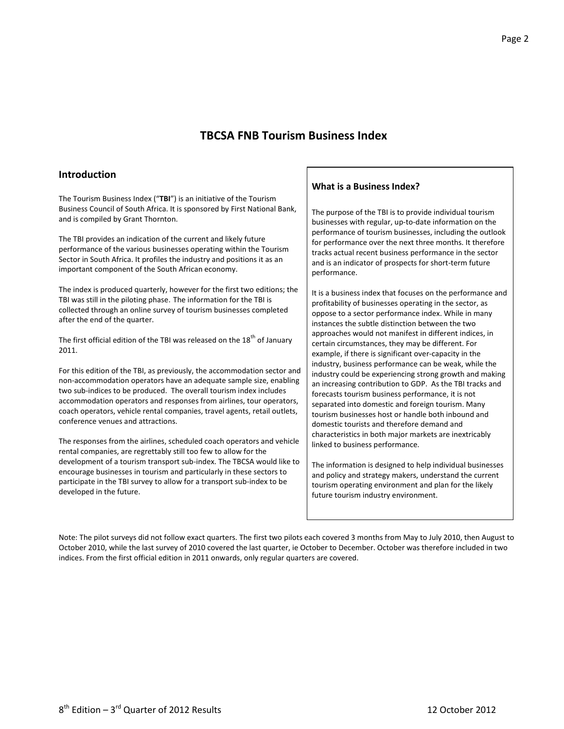# TBCSA FNB Tourism Business Index

## Introduction

The Tourism Business Index ("**TBI**") is an initiative of the Tourism Business Council of South Africa. It is sponsored by First National Bank, and is compiled by Grant Thornton.

The TBI provides an indication of the current and likely future performance of the various businesses operating within the Tourism Sector in South Africa. It profiles the industry and positions it as an important component of the South African economy.

The index is produced quarterly, however for the first two editions; the TBI was still in the piloting phase. The information for the TBI is collected through an online survey of tourism businesses completed after the end of the quarter.

The first official edition of the TBI was released on the 18th of January 2011.

For this edition of the TBI, as previously, the accommodation sector and non-accommodation operators have an adequate sample size, enabling two sub-indices to be produced. The overall tourism index includes accommodation operators and responses from airlines, tour operators, coach operators, vehicle rental companies, travel agents, retail outlets, conference venues and attractions.

The responses from the airlines, scheduled coach operators and vehicle rental companies, are regrettably still too few to allow for the development of a tourism transport sub-index. The TBCSA would like to encourage businesses in tourism and particularly in these sectors to participate in the TBI survey to allow for a transport sub-index to be developed in the future.

### What is a Business Index?

The purpose of the TBI is to provide individual tourism businesses with regular, up-to-date information on the performance of tourism businesses, including the outlook for performance over the next three months. It therefore tracks actual recent business performance in the sector and is an indicator of prospects for short-term future performance.

It is a business index that focuses on the performance and profitability of businesses operating in the sector, as oppose to a sector performance index. While in many instances the subtle distinction between the two approaches would not manifest in different indices, in certain circumstances, they may be different. For example, if there is significant over-capacity in the industry, business performance can be weak, while the industry could be experiencing strong growth and making an increasing contribution to GDP. As the TBI tracks and forecasts tourism business performance, it is not separated into domestic and foreign tourism. Many tourism businesses host or handle both inbound and domestic tourists and therefore demand and characteristics in both major markets are inextricably linked to business performance.

The information is designed to help individual businesses and policy and strategy makers, understand the current tourism operating environment and plan for the likely future tourism industry environment.

Note: The pilot surveys did not follow exact quarters. The first two pilots each covered 3 months from May to July 2010, then August to October 2010, while the last survey of 2010 covered the last quarter, ie October to December. October was therefore included in two indices. From the first official edition in 2011 onwards, only regular quarters are covered.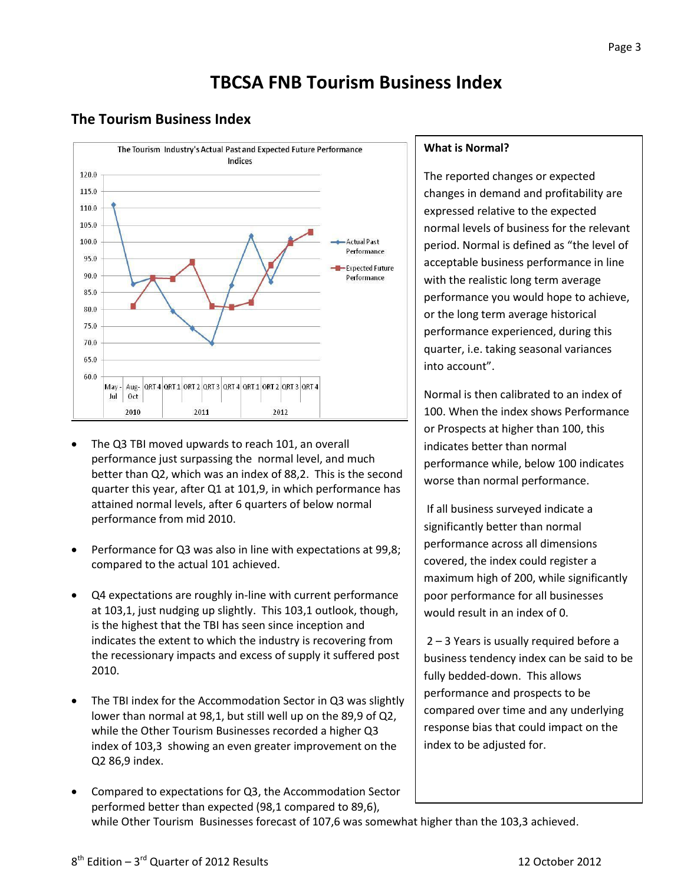# TBCSA FNB Tourism Business Index

## The Tourism Business Index

- The Q3 TBI moved upwards to reach 101, an overall performance just surpassing the normal level, and much better than Q2, which was an index of 88,2. This is the second quarter this year, after Q1 at 101,9, in which performance has attained normal levels, after 6 quarters of below normal performance from mid 2010.

- Performance for Q3 was also in line with expectations at 99,8; compared to the actual 101 achieved.

- Q4 expectations are roughly in-line with current performance at 103,1, just nudging up slightly. This 103,1 outlook, though, is the highest that the TBI has seen since inception and indicates the extent to which the industry is recovering from the recessionary impacts and excess of supply it suffered post 2010.

- The TBI index for the Accommodation Sector in Q3 was slightly lower than normal at 98,1, but still well up on the 89,9 of Q2, while the Other Tourism Businesses recorded a higher Q3 index of 103,3 showing an even greater improvement on the Q2 86,9 index.

- Compared to expectations for Q3, the Accommodation Sector performed better than expected (98,1 compared to 89,6), while Other Tourism Businesses forecast of 107,6 was somewhat higher than the 103,3 achieved.

### What is Normal?

The reported changes or expected changes in demand and profitability are expressed relative to the expected normal levels of business for the relevant period. Normal is defined as "the level of acceptable business performance in line with the realistic long term average performance you would hope to achieve, or the long term average historical performance experienced, during this quarter, i.e. taking seasonal variances into account".

Normal is then calibrated to an index of 100. When the index shows Performance or Prospects at higher than 100, this indicates better than normal performance while, below 100 indicates worse than normal performance.

If all business surveyed indicate a significantly better than normal performance across all dimensions covered, the index could register a maximum high of 200, while significantly poor performance for all businesses would result in an index of 0.

2 – 3 Years is usually required before a business tendency index can be said to be fully bedded-down. This allows performance and prospects to be compared over time and any underlying response bias that could impact on the index to be adjusted for.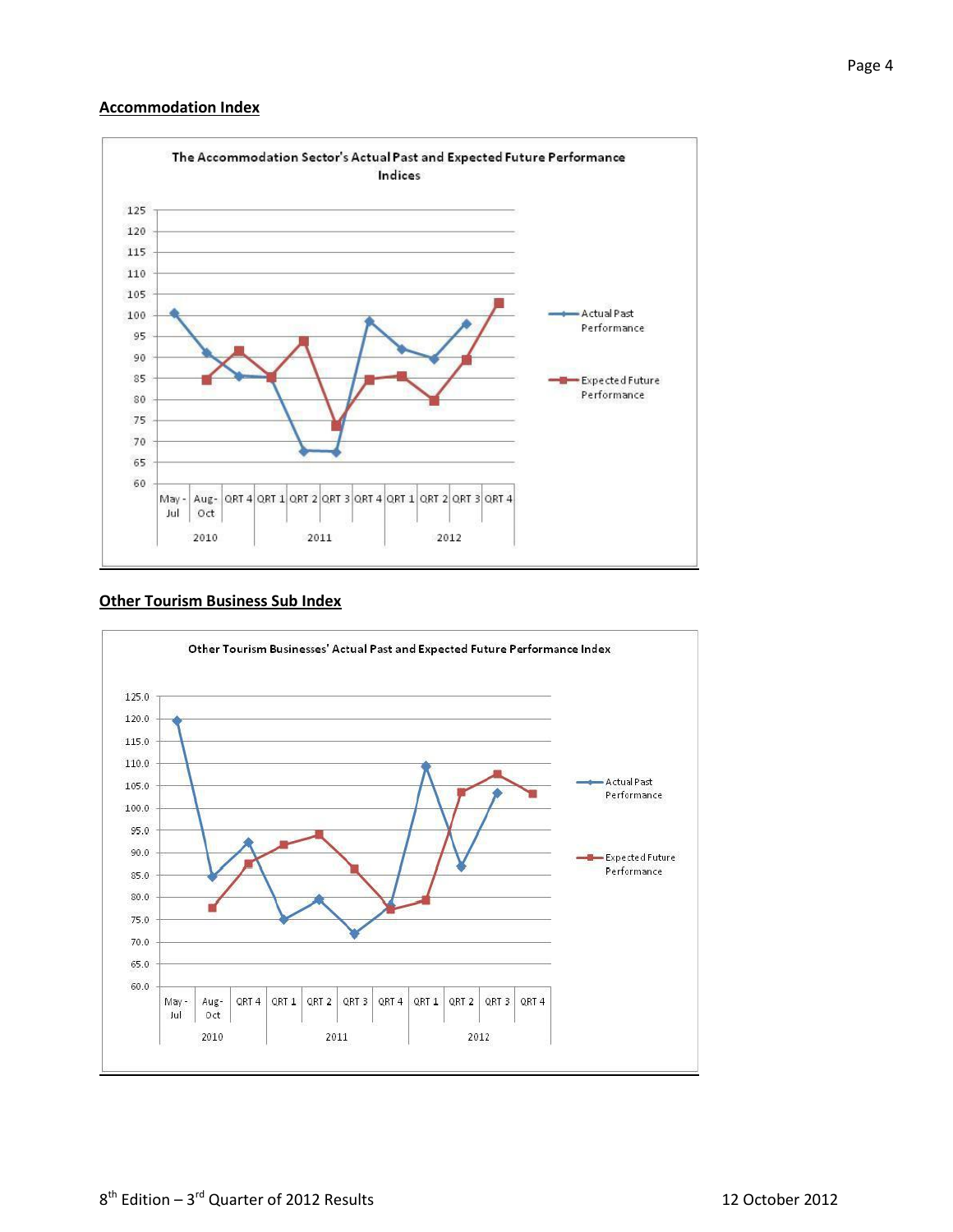## Accommodation Index

The Accommodation Sector's Actual Past and Expected Future Performance Indices

## Other Tourism Business Sub Index

Other Tourism Businesses' Actual Past and Expected Future Performance Index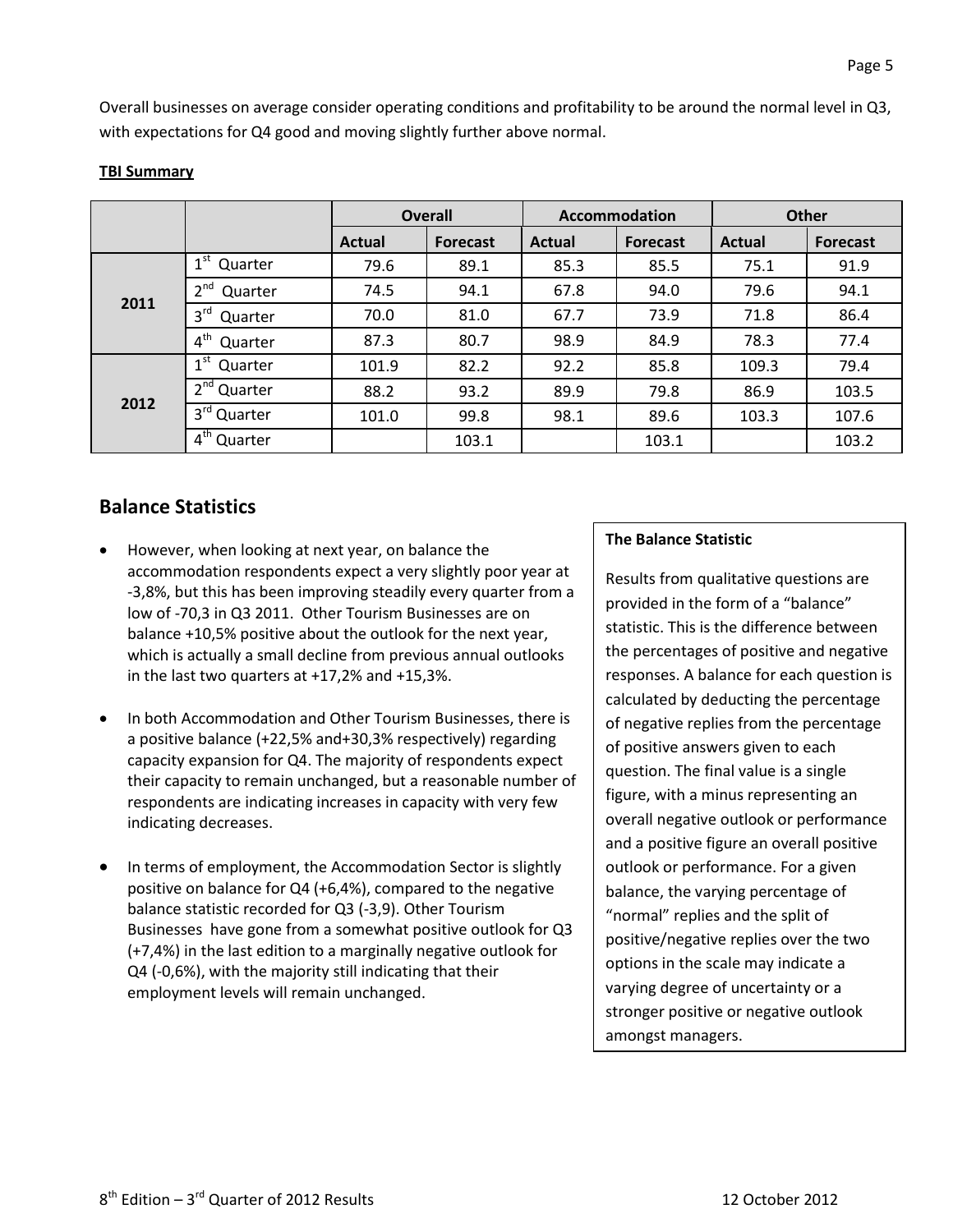Overall businesses on average consider operating conditions and profitability to be around the normal level in Q3, with expectations for Q4 good and moving slightly further above normal.

**TBI Summary**

| | | Overall | | Accommodation | | Other | |
|---|---|---|---|---|---|---|---|
| | | Actual | Forecast | Actual | Forecast | Actual | Forecast |
| 2011 | 1st Quarter | 79.6 | 89.1 | 85.3 | 85.5 | 75.1 | 91.9 |
| | 2nd Quarter | 74.5 | 94.1 | 67.8 | 94.0 | 79.6 | 94.1 |
| | 3rd Quarter | 70.0 | 81.0 | 67.7 | 73.9 | 71.8 | 86.4 |
| | 4th Quarter | 87.3 | 80.7 | 98.9 | 84.9 | 78.3 | 77.4 |
| 2012 | 1st Quarter | 101.9 | 82.2 | 92.2 | 85.8 | 109.3 | 79.4 |
| | 2nd Quarter | 88.2 | 93.2 | 89.9 | 79.8 | 86.9 | 103.5 |
| | 3rd Quarter | 101.0 | 99.8 | 98.1 | 89.6 | 103.3 | 107.6 |
| | 4th Quarter | | 103.1 | | 103.1 | | 103.2 |

## Balance Statistics

- However, when looking at next year, on balance the accommodation respondents expect a very slightly poor year at -3,8%, but this has been improving steadily every quarter from a low of -70,3 in Q3 2011. Other Tourism Businesses are on balance +10,5% positive about the outlook for the next year, which is actually a small decline from previous annual outlooks in the last two quarters at +17,2% and +15,3%.
- In both Accommodation and Other Tourism Businesses, there is a positive balance (+22,5% and+30,3% respectively) regarding capacity expansion for Q4. The majority of respondents expect their capacity to remain unchanged, but a reasonable number of respondents are indicating increases in capacity with very few indicating decreases.
- In terms of employment, the Accommodation Sector is slightly positive on balance for Q4 (+6,4%), compared to the negative balance statistic recorded for Q3 (-3,9). Other Tourism Businesses have gone from a somewhat positive outlook for Q3 (+7,4%) in the last edition to a marginally negative outlook for Q4 (-0,6%), with the majority still indicating that their employment levels will remain unchanged.

**The Balance Statistic**

Results from qualitative questions are provided in the form of a "balance" statistic. This is the difference between the percentages of positive and negative responses. A balance for each question is calculated by deducting the percentage of negative replies from the percentage of positive answers given to each question. The final value is a single figure, with a minus representing an overall negative outlook or performance and a positive figure an overall positive outlook or performance. For a given balance, the varying percentage of "normal" replies and the split of positive/negative replies over the two options in the scale may indicate a varying degree of uncertainty or a stronger positive or negative outlook amongst managers.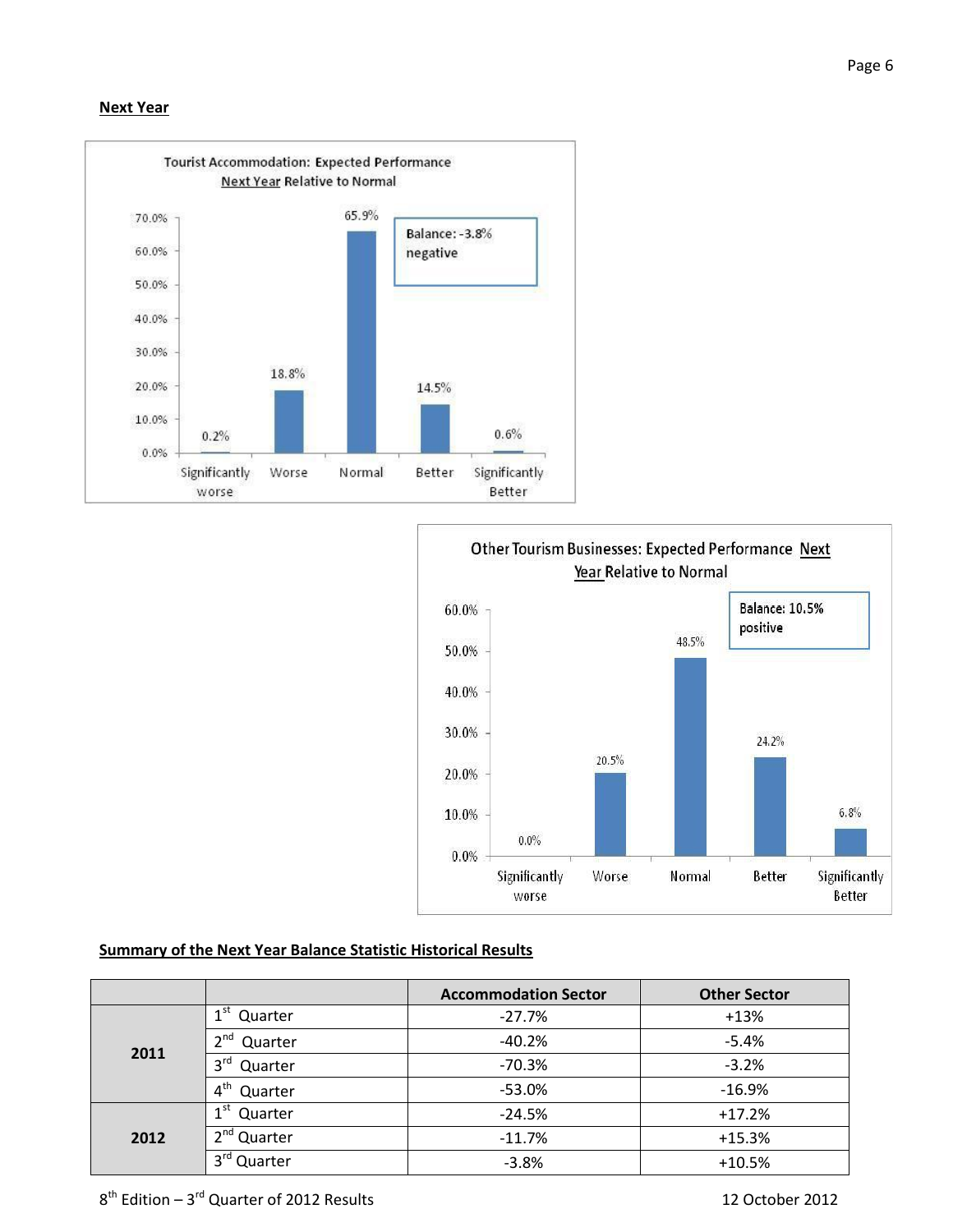## Next Year

**Tourist Accommodation: Expected Performance Next Year Relative to Normal**

| Significantly worse | Worse | Normal | Better | Significantly Better |
|---|---|---|---|---|
| 0.2% | 18.8% | 65.9% | 14.5% | 0.6% |

Balance: -3.8% negative

**Other Tourism Businesses: Expected Performance Next Year Relative to Normal**

| Significantly worse | Worse | Normal | Better | Significantly Better |
|---|---|---|---|---|
| 0.0% | 20.5% | 48.5% | 24.2% | 6.8% |

Balance: 10.5% positive

## Summary of the Next Year Balance Statistic Historical Results

| | | Accommodation Sector | Other Sector |
|---|---|---|---|
| 2011 | 1st Quarter | -27.7% | +13% |
| | 2nd Quarter | -40.2% | -5.4% |
| | 3rd Quarter | -70.3% | -3.2% |
| | 4th Quarter | -53.0% | -16.9% |
| 2012 | 1st Quarter | -24.5% | +17.2% |
| | 2nd Quarter | -11.7% | +15.3% |
| | 3rd Quarter | -3.8% | +10.5% |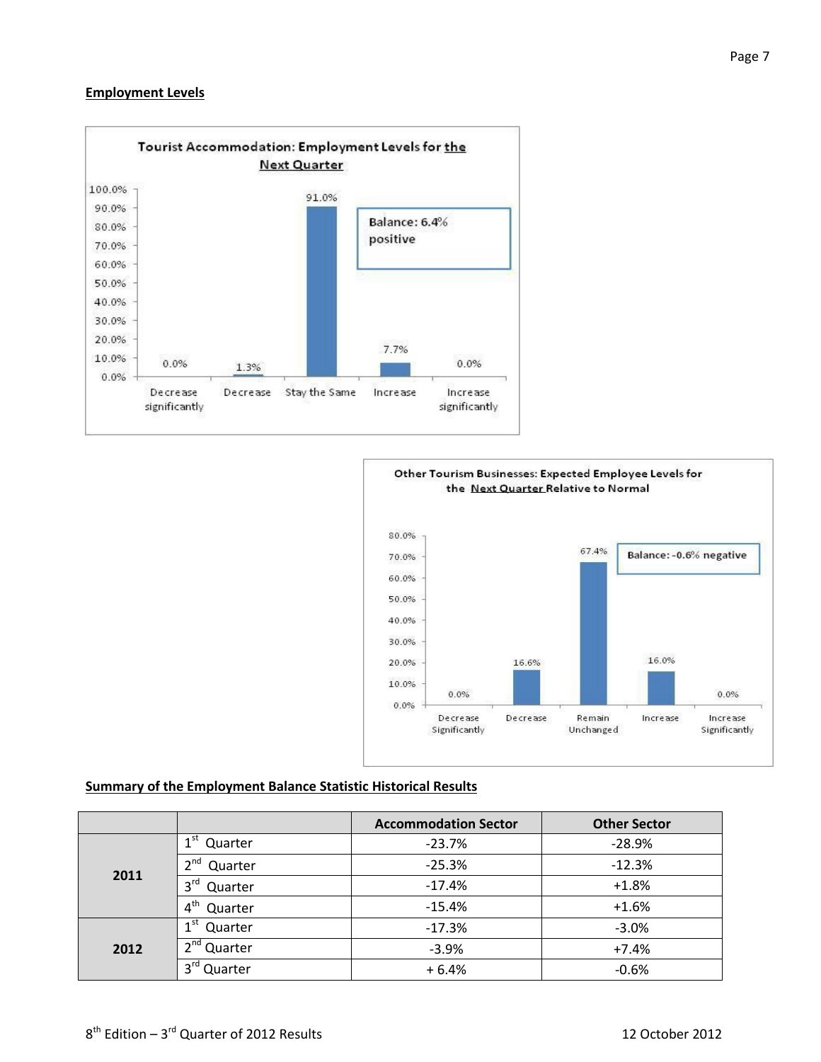## Employment Levels

**Tourist Accommodation: Employment Levels for the Next Quarter**

| Decrease significantly | Decrease | Stay the Same | Increase | Increase significantly |
|---|---|---|---|---|
| 0.0% | 1.3% | 91.0% | 7.7% | 0.0% |

Balance: 6.4% positive

**Other Tourism Businesses: Expected Employee Levels for the Next Quarter Relative to Normal**

| Decrease Significantly | Decrease | Remain Unchanged | Increase | Increase Significantly |
|---|---|---|---|---|
| 0.0% | 16.6% | 67.4% | 16.0% | 0.0% |

Balance: -0.6% negative

## Summary of the Employment Balance Statistic Historical Results

| | | Accommodation Sector | Other Sector |
|---|---|---|---|
| **2011** | 1st Quarter | -23.7% | -28.9% |
| | 2nd Quarter | -25.3% | -12.3% |
| | 3rd Quarter | -17.4% | +1.8% |
| | 4th Quarter | -15.4% | +1.6% |
| **2012** | 1st Quarter | -17.3% | -3.0% |
| | 2nd Quarter | -3.9% | +7.4% |
| | 3rd Quarter | + 6.4% | -0.6% |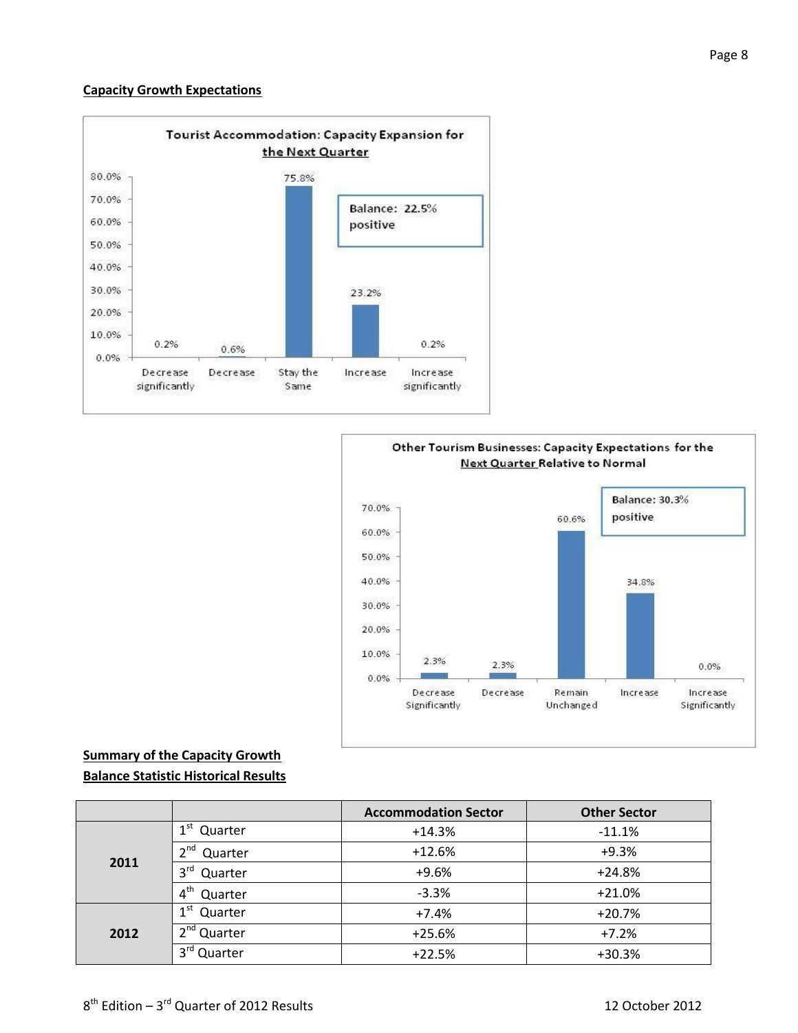## Capacity Growth Expectations

**Tourist Accommodation: Capacity Expansion for the Next Quarter**

| Decrease significantly | Decrease | Stay the Same | Increase | Increase significantly |
|---|---|---|---|---|
| 0.2% | 0.6% | 75.8% | 23.2% | 0.2% |

Balance: 22.5% positive

**Other Tourism Businesses: Capacity Expectations for the Next Quarter Relative to Normal**

| Decrease Significantly | Decrease | Remain Unchanged | Increase | Increase Significantly |
|---|---|---|---|---|
| 2.3% | 2.3% | 60.6% | 34.8% | 0.0% |

Balance: 30.3% positive

## Summary of the Capacity Growth Balance Statistic Historical Results

| | | Accommodation Sector | Other Sector |
|---|---|---|---|
| **2011** | 1st Quarter | +14.3% | -11.1% |
| | 2nd Quarter | +12.6% | +9.3% |
| | 3rd Quarter | +9.6% | +24.8% |
| | 4th Quarter | -3.3% | +21.0% |
| **2012** | 1st Quarter | +7.4% | +20.7% |
| | 2nd Quarter | +25.6% | +7.2% |
| | 3rd Quarter | +22.5% | +30.3% |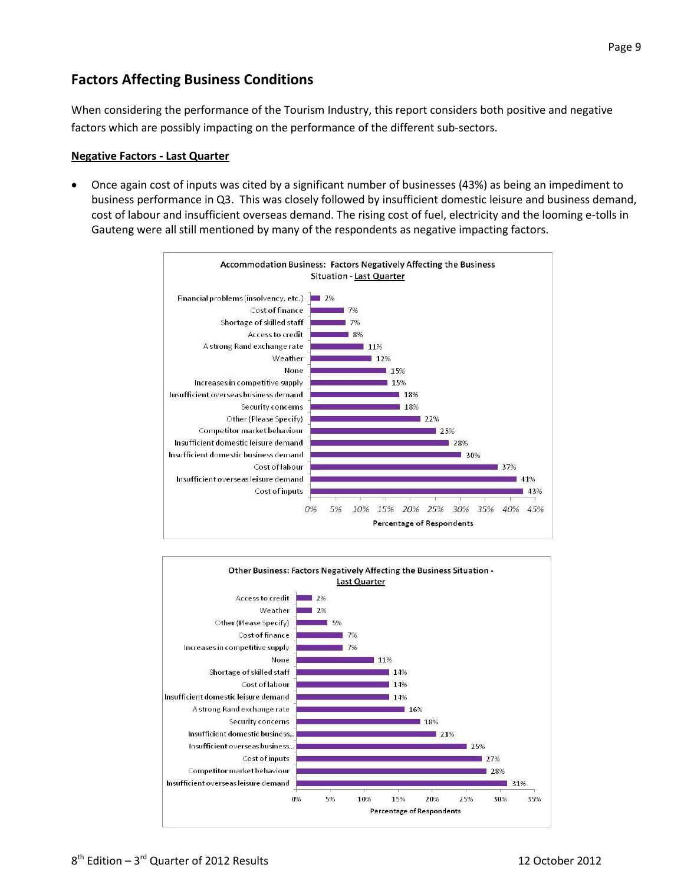## Factors Affecting Business Conditions

When considering the performance of the Tourism Industry, this report considers both positive and negative factors which are possibly impacting on the performance of the different sub-sectors.

**Negative Factors - Last Quarter**

- Once again cost of inputs was cited by a significant number of businesses (43%) as being an impediment to business performance in Q3. This was closely followed by insufficient domestic leisure and business demand, cost of labour and insufficient overseas demand. The rising cost of fuel, electricity and the looming e-tolls in Gauteng were all still mentioned by many of the respondents as negative impacting factors.

**Accommodation Business: Factors Negatively Affecting the Business Situation - Last Quarter**

| Factor | Percentage of Respondents |
|---|---|
| Financial problems (insolvency, etc.) | 2% |
| Cost of finance | 7% |
| Shortage of skilled staff | 7% |
| Access to credit | 8% |
| A strong Rand exchange rate | 11% |
| Weather | 12% |
| None | 15% |
| Increases in competitive supply | 15% |
| Insufficient overseas business demand | 18% |
| Security concerns | 18% |
| Other (Please Specify) | 22% |
| Competitor market behaviour | 25% |
| Insufficient domestic leisure demand | 28% |
| Insufficient domestic business demand | 30% |
| Cost of labour | 37% |
| Insufficient overseas leisure demand | 41% |
| Cost of inputs | 43% |

**Other Business: Factors Negatively Affecting the Business Situation - Last Quarter**

| Factor | Percentage of Respondents |
|---|---|
| Access to credit | 2% |
| Weather | 2% |
| Other (Please Specify) | 5% |
| Cost of finance | 7% |
| Increases in competitive supply | 7% |
| None | 11% |
| Shortage of skilled staff | 14% |
| Cost of labour | 14% |
| Insufficient domestic leisure demand | 14% |
| A strong Rand exchange rate | 16% |
| Security concerns | 18% |
| Insufficient domestic business... | 21% |
| Insufficient overseas business... | 25% |
| Cost of inputs | 27% |
| Competitor market behaviour | 28% |
| Insufficient overseas leisure demand | 31% |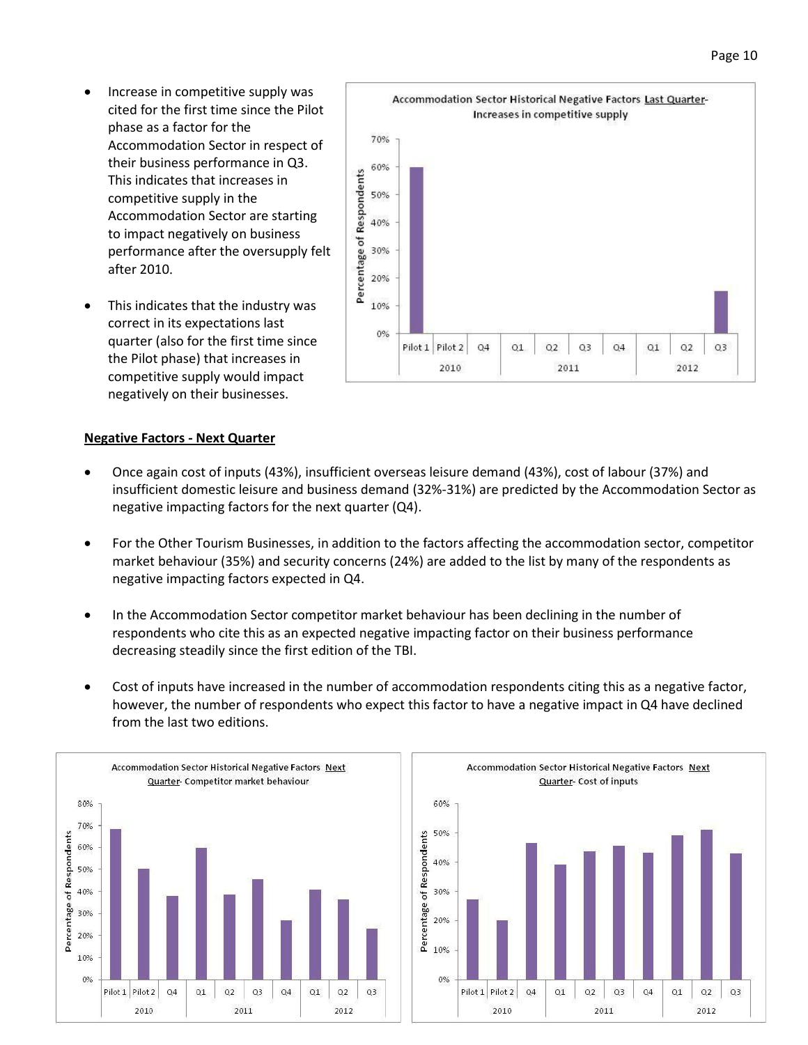- Increase in competitive supply was cited for the first time since the Pilot phase as a factor for the Accommodation Sector in respect of their business performance in Q3. This indicates that increases in competitive supply in the Accommodation Sector are starting to impact negatively on business performance after the oversupply felt after 2010.

- This indicates that the industry was correct in its expectations last quarter (also for the first time since the Pilot phase) that increases in competitive supply would impact negatively on their businesses.

**Accommodation Sector Historical Negative Factors Last Quarter- Increases in competitive supply**

## Negative Factors - Next Quarter

- Once again cost of inputs (43%), insufficient overseas leisure demand (43%), cost of labour (37%) and insufficient domestic leisure and business demand (32%-31%) are predicted by the Accommodation Sector as negative impacting factors for the next quarter (Q4).

- For the Other Tourism Businesses, in addition to the factors affecting the accommodation sector, competitor market behaviour (35%) and security concerns (24%) are added to the list by many of the respondents as negative impacting factors expected in Q4.

- In the Accommodation Sector competitor market behaviour has been declining in the number of respondents who cite this as an expected negative impacting factor on their business performance decreasing steadily since the first edition of the TBI.

- Cost of inputs have increased in the number of accommodation respondents citing this as a negative factor, however, the number of respondents who expect this factor to have a negative impact in Q4 have declined from the last two editions.

**Accommodation Sector Historical Negative Factors Next Quarter- Competitor market behaviour**

**Accommodation Sector Historical Negative Factors Next Quarter- Cost of inputs**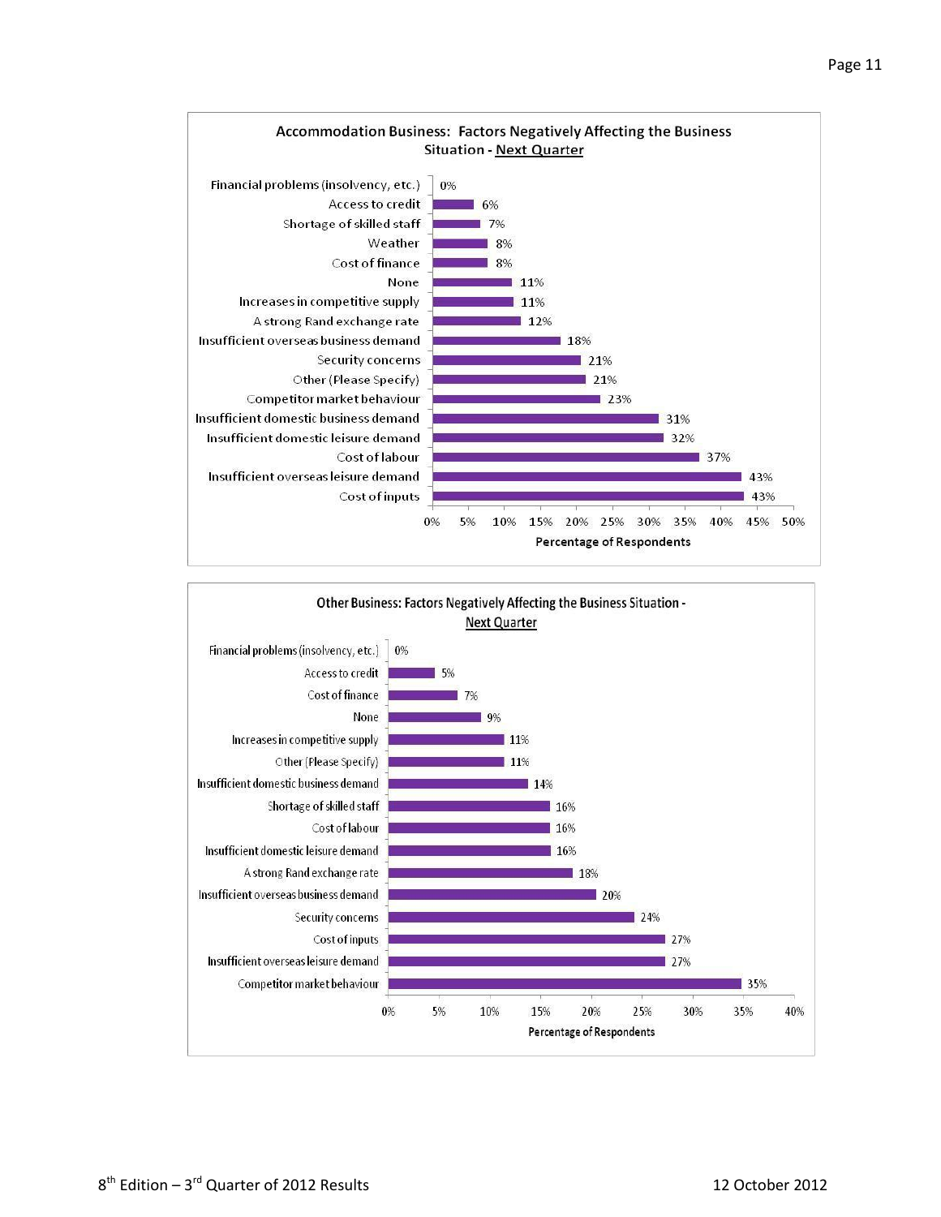## Accommodation Business: Factors Negatively Affecting the Business Situation - Next Quarter

| Factor | Percentage of Respondents |
|---|---|
| Financial problems (insolvency, etc.) | 0% |
| Access to credit | 6% |
| Shortage of skilled staff | 7% |
| Weather | 8% |
| Cost of finance | 8% |
| None | 11% |
| Increases in competitive supply | 11% |
| A strong Rand exchange rate | 12% |
| Insufficient overseas business demand | 18% |
| Security concerns | 21% |
| Other (Please Specify) | 21% |
| Competitor market behaviour | 23% |
| Insufficient domestic business demand | 31% |
| Insufficient domestic leisure demand | 32% |
| Cost of labour | 37% |
| Insufficient overseas leisure demand | 43% |
| Cost of inputs | 43% |

## Other Business: Factors Negatively Affecting the Business Situation - Next Quarter

| Factor | Percentage of Respondents |
|---|---|
| Financial problems (insolvency, etc.) | 0% |
| Access to credit | 5% |
| Cost of finance | 7% |
| None | 9% |
| Increases in competitive supply | 11% |
| Other (Please Specify) | 11% |
| Insufficient domestic business demand | 14% |
| Shortage of skilled staff | 16% |
| Cost of labour | 16% |
| Insufficient domestic leisure demand | 16% |
| A strong Rand exchange rate | 18% |
| Insufficient overseas business demand | 20% |
| Security concerns | 24% |
| Cost of inputs | 27% |
| Insufficient overseas leisure demand | 27% |
| Competitor market behaviour | 35% |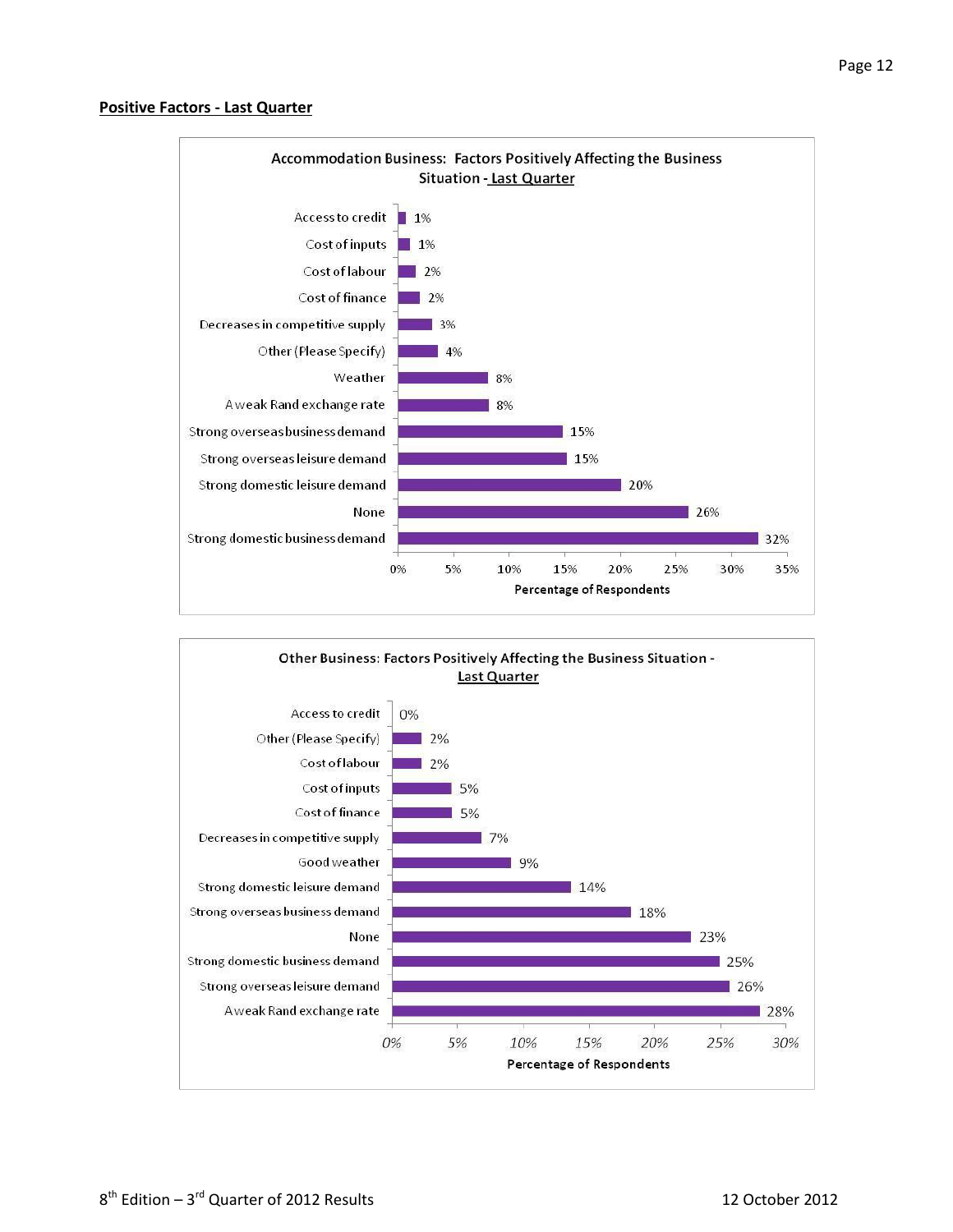**Positive Factors - Last Quarter**

**Accommodation Business: Factors Positively Affecting the Business Situation - Last Quarter**

| Factor | Percentage of Respondents |
|---|---|
| Access to credit | 1% |
| Cost of inputs | 1% |
| Cost of labour | 2% |
| Cost of finance | 2% |
| Decreases in competitive supply | 3% |
| Other (Please Specify) | 4% |
| Weather | 8% |
| A weak Rand exchange rate | 8% |
| Strong overseas business demand | 15% |
| Strong overseas leisure demand | 15% |
| Strong domestic leisure demand | 20% |
| None | 26% |
| Strong domestic business demand | 32% |

**Other Business: Factors Positively Affecting the Business Situation - Last Quarter**

| Factor | Percentage of Respondents |
|---|---|
| Access to credit | 0% |
| Other (Please Specify) | 2% |
| Cost of labour | 2% |
| Cost of inputs | 5% |
| Cost of finance | 5% |
| Decreases in competitive supply | 7% |
| Good weather | 9% |
| Strong domestic leisure demand | 14% |
| Strong overseas business demand | 18% |
| None | 23% |
| Strong domestic business demand | 25% |
| Strong overseas leisure demand | 26% |
| A weak Rand exchange rate | 28% |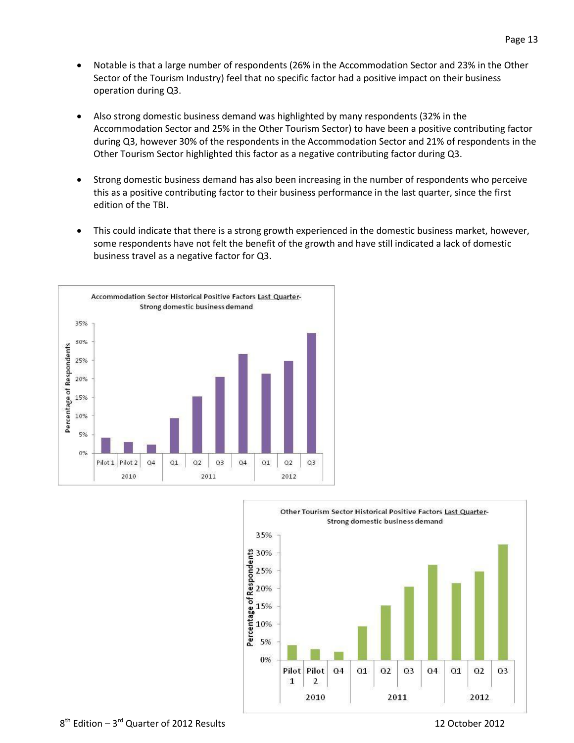- Notable is that a large number of respondents (26% in the Accommodation Sector and 23% in the Other Sector of the Tourism Industry) feel that no specific factor had a positive impact on their business operation during Q3.

- Also strong domestic business demand was highlighted by many respondents (32% in the Accommodation Sector and 25% in the Other Tourism Sector) to have been a positive contributing factor during Q3, however 30% of the respondents in the Accommodation Sector and 21% of respondents in the Other Tourism Sector highlighted this factor as a negative contributing factor during Q3.

- Strong domestic business demand has also been increasing in the number of respondents who perceive this as a positive contributing factor to their business performance in the last quarter, since the first edition of the TBI.

- This could indicate that there is a strong growth experienced in the domestic business market, however, some respondents have not felt the benefit of the growth and have still indicated a lack of domestic business travel as a negative factor for Q3.

Accommodation Sector Historical Positive Factors Last Quarter- Strong domestic business demand

Other Tourism Sector Historical Positive Factors Last Quarter- Strong domestic business demand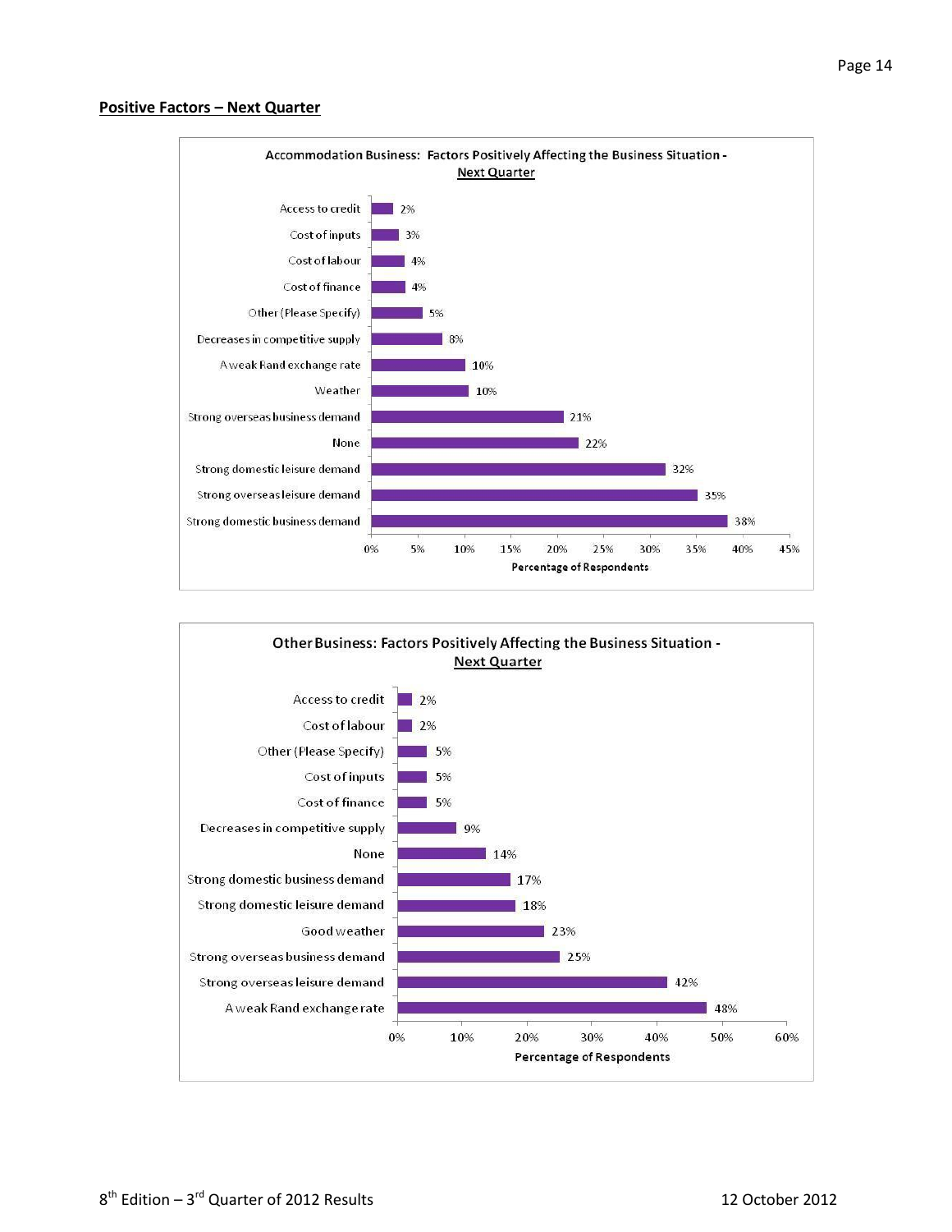## Positive Factors – Next Quarter

**Accommodation Business: Factors Positively Affecting the Business Situation - Next Quarter**

| Factor | Percentage of Respondents |
|---|---|
| Access to credit | 2% |
| Cost of inputs | 3% |
| Cost of labour | 4% |
| Cost of finance | 4% |
| Other (Please Specify) | 5% |
| Decreases in competitive supply | 8% |
| A weak Rand exchange rate | 10% |
| Weather | 10% |
| Strong overseas business demand | 21% |
| None | 22% |
| Strong domestic leisure demand | 32% |
| Strong overseas leisure demand | 35% |
| Strong domestic business demand | 38% |

**Other Business: Factors Positively Affecting the Business Situation - Next Quarter**

| Factor | Percentage of Respondents |
|---|---|
| Access to credit | 2% |
| Cost of labour | 2% |
| Other (Please Specify) | 5% |
| Cost of inputs | 5% |
| Cost of finance | 5% |
| Decreases in competitive supply | 9% |
| None | 14% |
| Strong domestic business demand | 17% |
| Strong domestic leisure demand | 18% |
| Good weather | 23% |
| Strong overseas business demand | 25% |
| Strong overseas leisure demand | 42% |
| A weak Rand exchange rate | 48% |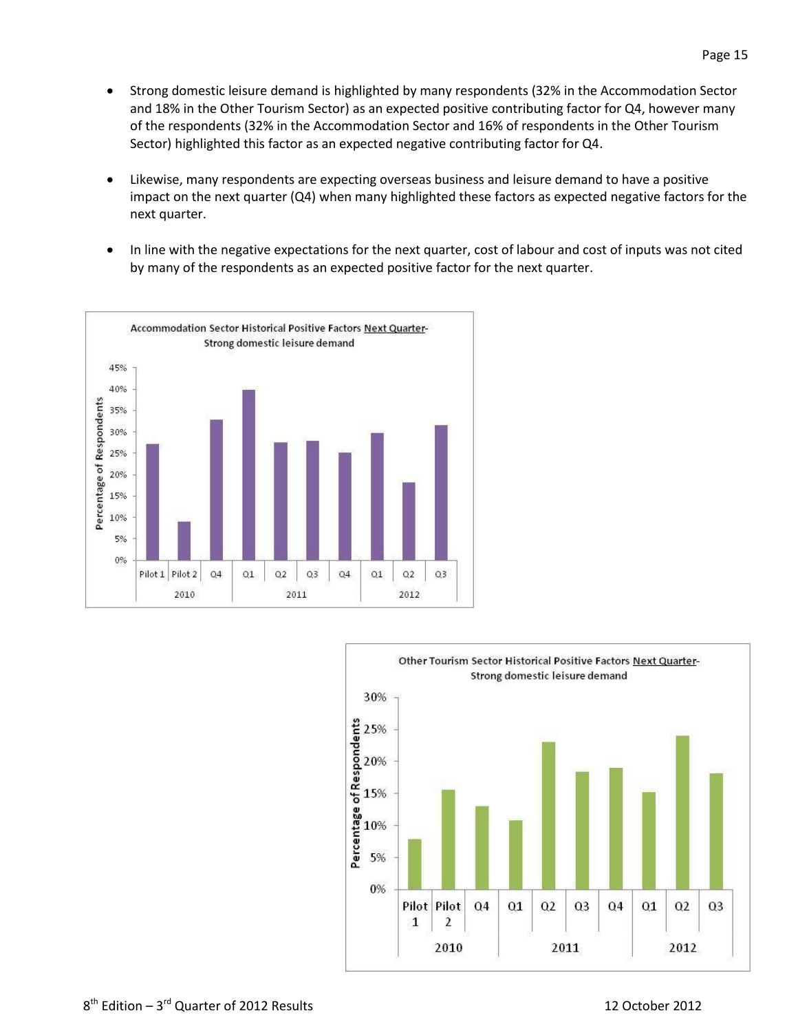- Strong domestic leisure demand is highlighted by many respondents (32% in the Accommodation Sector and 18% in the Other Tourism Sector) as an expected positive contributing factor for Q4, however many of the respondents (32% in the Accommodation Sector and 16% of respondents in the Other Tourism Sector) highlighted this factor as an expected negative contributing factor for Q4.

- Likewise, many respondents are expecting overseas business and leisure demand to have a positive impact on the next quarter (Q4) when many highlighted these factors as expected negative factors for the next quarter.

- In line with the negative expectations for the next quarter, cost of labour and cost of inputs was not cited by many of the respondents as an expected positive factor for the next quarter.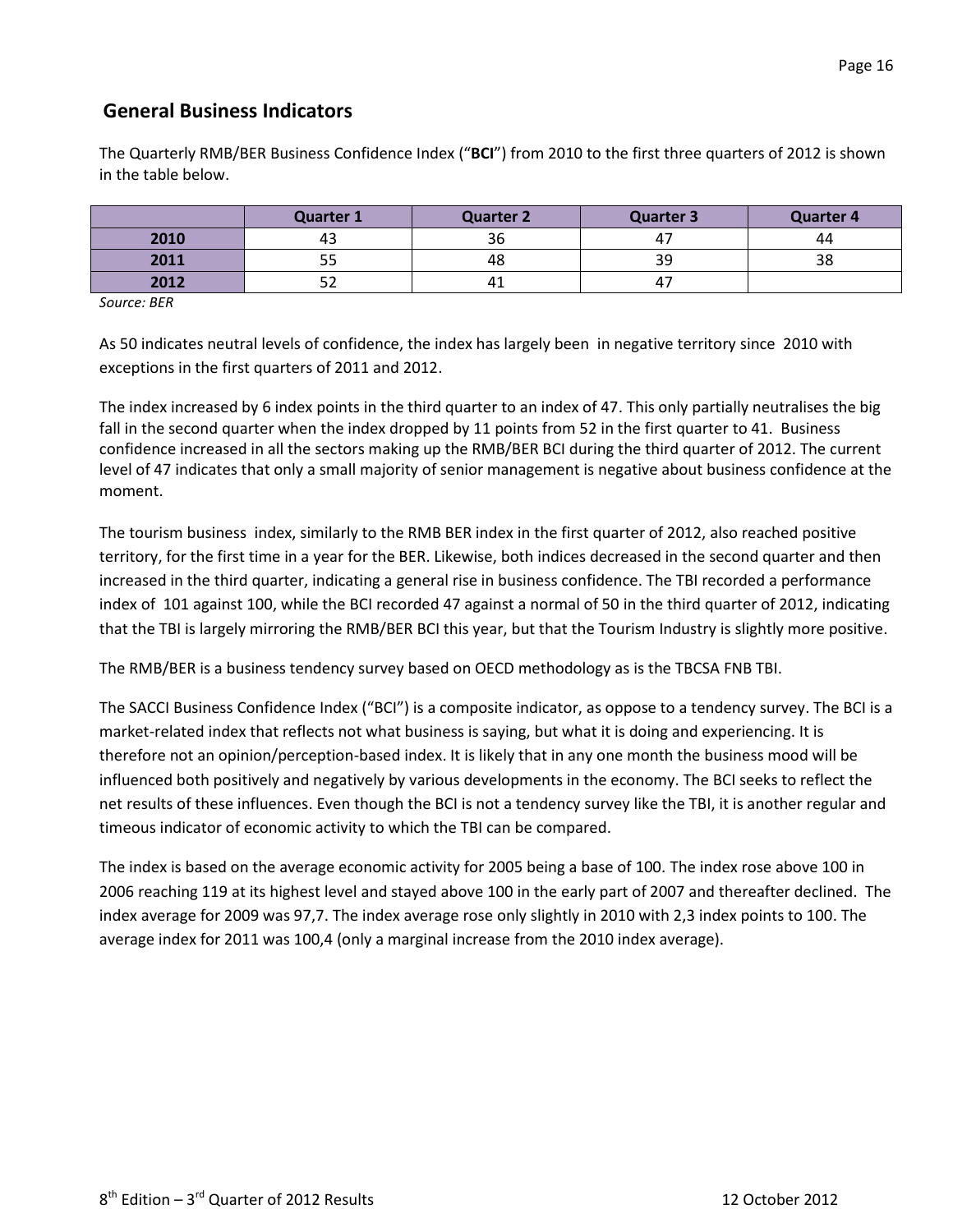## General Business Indicators

The Quarterly RMB/BER Business Confidence Index ("**BCI**") from 2010 to the first three quarters of 2012 is shown in the table below.

| | Quarter 1 | Quarter 2 | Quarter 3 | Quarter 4 |
|---|---|---|---|---|
| **2010** | 43 | 36 | 47 | 44 |
| **2011** | 55 | 48 | 39 | 38 |
| **2012** | 52 | 41 | 47 | |

*Source: BER*

As 50 indicates neutral levels of confidence, the index has largely been in negative territory since 2010 with exceptions in the first quarters of 2011 and 2012.

The index increased by 6 index points in the third quarter to an index of 47. This only partially neutralises the big fall in the second quarter when the index dropped by 11 points from 52 in the first quarter to 41. Business confidence increased in all the sectors making up the RMB/BER BCI during the third quarter of 2012. The current level of 47 indicates that only a small majority of senior management is negative about business confidence at the moment.

The tourism business index, similarly to the RMB BER index in the first quarter of 2012, also reached positive territory, for the first time in a year for the BER. Likewise, both indices decreased in the second quarter and then increased in the third quarter, indicating a general rise in business confidence. The TBI recorded a performance index of 101 against 100, while the BCI recorded 47 against a normal of 50 in the third quarter of 2012, indicating that the TBI is largely mirroring the RMB/BER BCI this year, but that the Tourism Industry is slightly more positive.

The RMB/BER is a business tendency survey based on OECD methodology as is the TBCSA FNB TBI.

The SACCI Business Confidence Index ("BCI") is a composite indicator, as oppose to a tendency survey. The BCI is a market-related index that reflects not what business is saying, but what it is doing and experiencing. It is therefore not an opinion/perception-based index. It is likely that in any one month the business mood will be influenced both positively and negatively by various developments in the economy. The BCI seeks to reflect the net results of these influences. Even though the BCI is not a tendency survey like the TBI, it is another regular and timeous indicator of economic activity to which the TBI can be compared.

The index is based on the average economic activity for 2005 being a base of 100. The index rose above 100 in 2006 reaching 119 at its highest level and stayed above 100 in the early part of 2007 and thereafter declined. The index average for 2009 was 97,7. The index average rose only slightly in 2010 with 2,3 index points to 100. The average index for 2011 was 100,4 (only a marginal increase from the 2010 index average).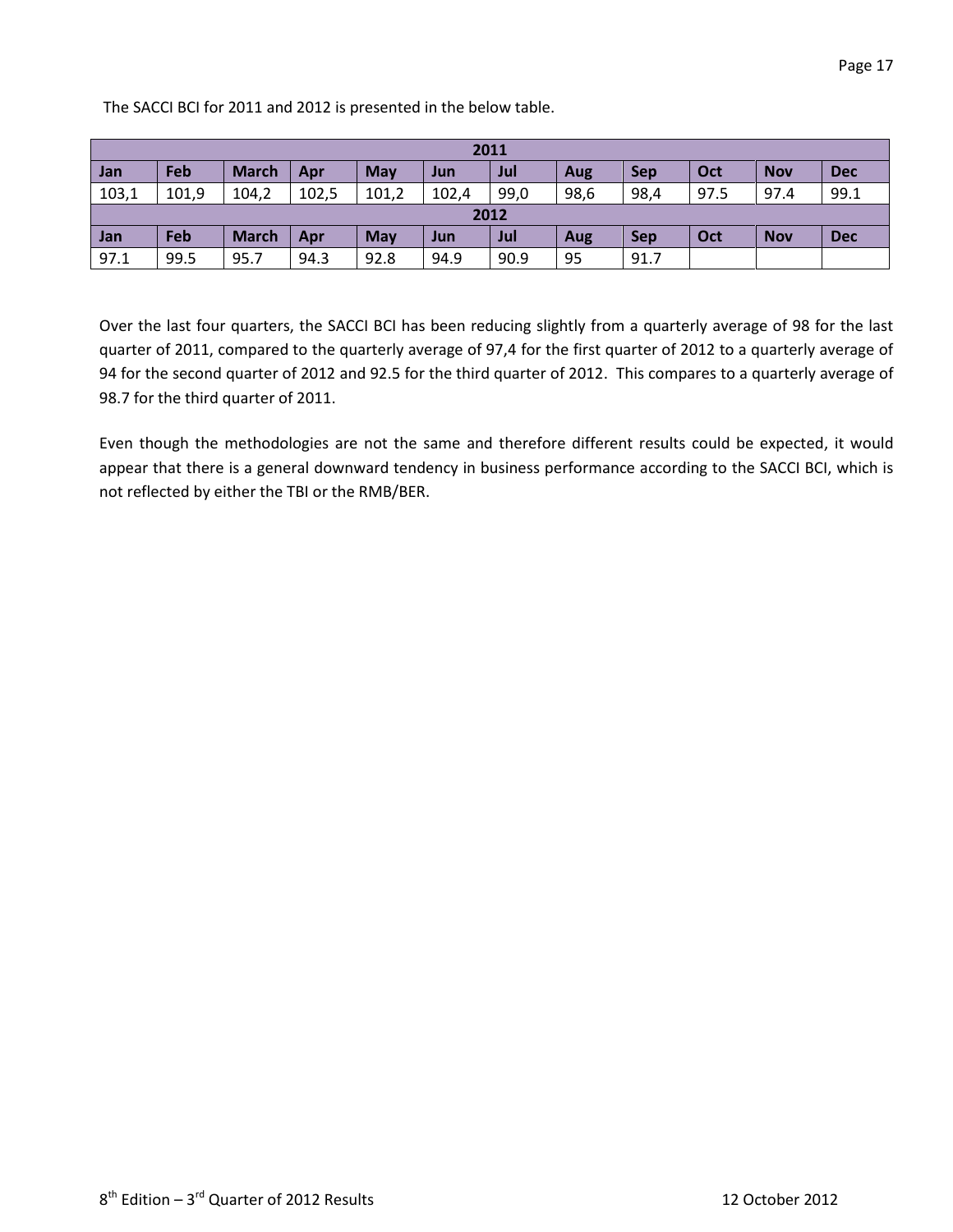The SACCI BCI for 2011 and 2012 is presented in the below table.

| 2011 | | | | | | | | | | | |
|---|---|---|---|---|---|---|---|---|---|---|---|
| **Jan** | **Feb** | **March** | **Apr** | **May** | **Jun** | **Jul** | **Aug** | **Sep** | **Oct** | **Nov** | **Dec** |
| 103,1 | 101,9 | 104,2 | 102,5 | 101,2 | 102,4 | 99,0 | 98,6 | 98,4 | 97.5 | 97.4 | 99.1 |
| **2012** | | | | | | | | | | | |
| **Jan** | **Feb** | **March** | **Apr** | **May** | **Jun** | **Jul** | **Aug** | **Sep** | **Oct** | **Nov** | **Dec** |
| 97.1 | 99.5 | 95.7 | 94.3 | 92.8 | 94.9 | 90.9 | 95 | 91.7 | | | |

Over the last four quarters, the SACCI BCI has been reducing slightly from a quarterly average of 98 for the last quarter of 2011, compared to the quarterly average of 97,4 for the first quarter of 2012 to a quarterly average of 94 for the second quarter of 2012 and 92.5 for the third quarter of 2012. This compares to a quarterly average of 98.7 for the third quarter of 2011.

Even though the methodologies are not the same and therefore different results could be expected, it would appear that there is a general downward tendency in business performance according to the SACCI BCI, which is not reflected by either the TBI or the RMB/BER.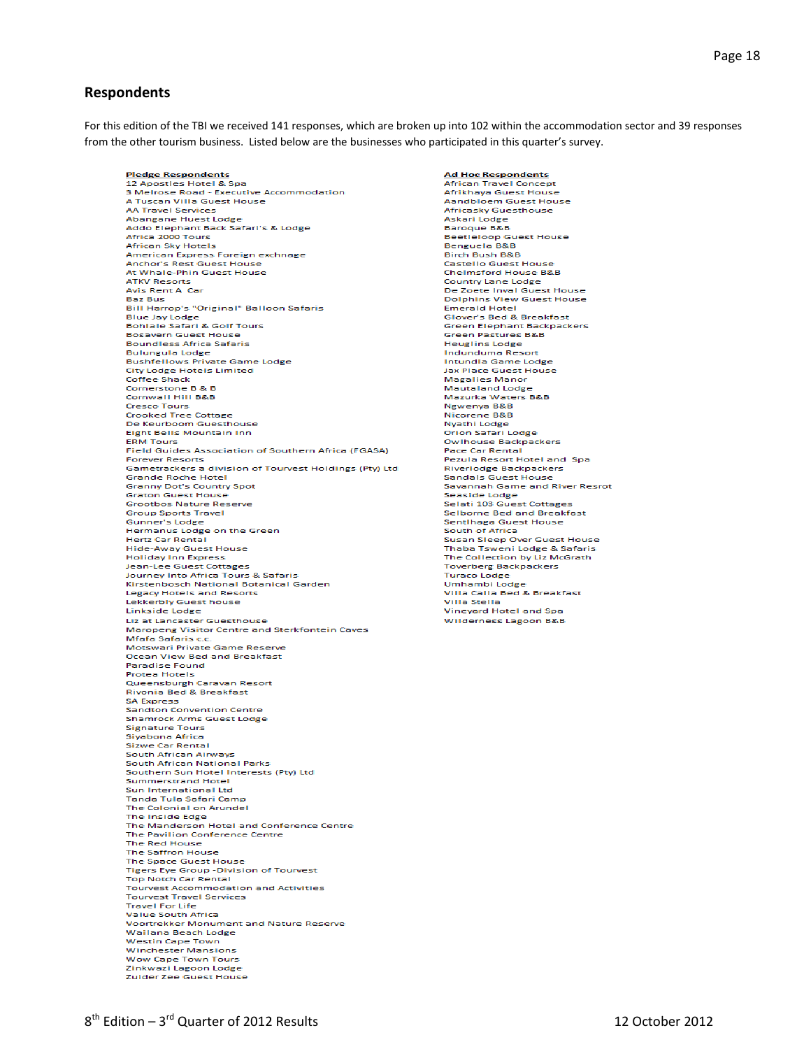## Respondents

For this edition of the TBI we received 141 responses, which are broken up into 102 within the accommodation sector and 39 responses from the other tourism business. Listed below are the businesses who participated in this quarter's survey.

**Pledge Respondents**

12 Apostles Hotel & Spa
3 Melrose Road - Executive Accommodation
A Tuscan Villa Guest House
AA Travel Services
Abangane Huest Lodge
Addo Elephant Back Safari's & Lodge
Africa 2000 Tours
African Sky Hotels
American Express Foreign exchnage
Anchor's Rest Guest House
At Whale-Phin Guest House
ATKV Resorts
Avis Rent A Car
Baz Bus
Bill Harrop's "Original" Balloon Safaris
Blue Jay Lodge
Bohlale Safari & Golf Tours
Bosavern Guest House
Boundless Africa Safaris
Bulungula Lodge
Bushfellows Private Game Lodge
City Lodge Hotels Limited
Coffee Shack
Cornerstone B & B
Cornwall Hill B&B
Cresco Tours
Crooked Tree Cottage
De Keurboom Guesthouse
Eight Bells Mountain Inn
ERM Tours
Field Guides Association of Southern Africa (FGASA)
Forever Resorts
Gametrackers a division of Tourvest Holdings (Pty) Ltd
Grande Roche Hotel
Granny Dot's Country Spot
Graton Guest House
Grootbos Nature Reserve
Group Sports Travel
Gunner's Lodge
Hermanus Lodge on the Green
Hertz Car Rental
Hide-Away Guest House
Holiday Inn Express
Jean-Lee Guest Cottages
Journey Into Africa Tours & Safaris
Kirstenbosch National Botanical Garden
Legacy Hotels and Resorts
Lekkerbly Guest house
Linkside Lodge
Liz at Lancaster Guesthouse
Maropeng Visitor Centre and Sterkfontein Caves
Mfafa Safaris c.c.
Motswari Private Game Reserve
Ocean View Bed and Breakfast
Paradise Found
Protea Hotels
Queensburgh Caravan Resort
Rivonia Bed & Breakfast
SA Express
Sandton Convention Centre
Shamrock Arms Guest Lodge
Signature Tours
Siyabona Africa
Sizwe Car Rental
South African Airways
South African National Parks
Southern Sun Hotel Interests (Pty) Ltd
Summerstrand Hotel
Sun International Ltd
Tanda Tula Safari Camp
The Colonial on Arundel
The Inside Edge
The Manderson Hotel and Conference Centre
The Pavilion Conference Centre
The Red House
The Saffron House
The Space Guest House
Tigers Eye Group -Division of Tourvest
Top Notch Car Rental
Tourvest Accommodation and Activities
Tourvest Travel Services
Travel For Life
Value South Africa
Voortrekker Monument and Nature Reserve
Wailana Beach Lodge
Westin Cape Town
Winchester Mansions
Wow Cape Town Tours
Zinkwazi Lagoon Lodge
Zuider Zee Guest House

**Ad Hoc Respondents**

African Travel Concept
Afrikhaya Guest House
Aandbloem Guest House
Africasky Guesthouse
Askari Lodge
Baroque B&B
Beetleloop Guest House
Benguela B&B
Birch Bush B&B
Castello Guest House
Chelmsford House B&B
Country Lane Lodge
De Zoete Inval Guest House
Dolphins View Guest House
Emerald Hotel
Glover's Bed & Breakfast
Green Elephant Backpackers
Green Pastures B&B
Heuglins Lodge
Indunduma Resort
Intundla Game Lodge
Jax Place Guest House
Magalies Manor
Mautaland Lodge
Mazurka Waters B&B
Ngwenya B&B
Nicorene B&B
Nyathi Lodge
Orion Safari Lodge
Owlhouse Backpackers
Pace Car Rental
Pezula Resort Hotel and Spa
Riverlodge Backpackers
Sandals Guest House
Savannah Game and River Resrot
Seaside Lodge
Selati 103 Guest Cottages
Selborne Bed and Breakfast
Sentlhaga Guest House
South of Africa
Susan Sleep Over Guest House
Thaba Tsweni Lodge & Safaris
The Collection by Liz McGrath
Toverberg Backpackers
Turaco Lodge
Umhambi Lodge
Villa Calla Bed & Breakfast
Villa Stella
Vineyard Hotel and Spa
Wilderness Lagoon B&B